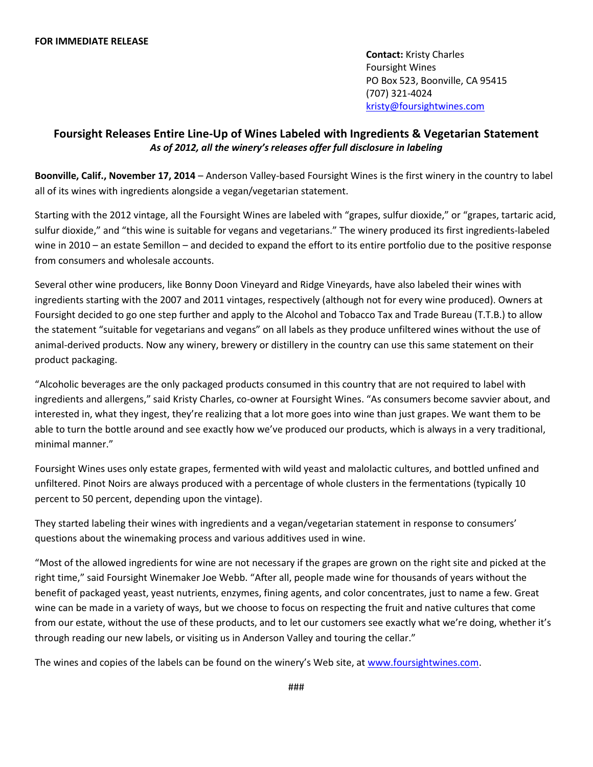**FOR IMMEDIATE RELEASE**

**Contact:** Kristy Charles
Foursight Wines
PO Box 523, Boonville, CA 95415
(707) 321-4024
kristy@foursightwines.com

## Foursight Releases Entire Line-Up of Wines Labeled with Ingredients & Vegetarian Statement

***As of 2012, all the winery's releases offer full disclosure in labeling***

**Boonville, Calif., November 17, 2014** – Anderson Valley-based Foursight Wines is the first winery in the country to label all of its wines with ingredients alongside a vegan/vegetarian statement.

Starting with the 2012 vintage, all the Foursight Wines are labeled with "grapes, sulfur dioxide," or "grapes, tartaric acid, sulfur dioxide," and "this wine is suitable for vegans and vegetarians." The winery produced its first ingredients-labeled wine in 2010 – an estate Semillon – and decided to expand the effort to its entire portfolio due to the positive response from consumers and wholesale accounts.

Several other wine producers, like Bonny Doon Vineyard and Ridge Vineyards, have also labeled their wines with ingredients starting with the 2007 and 2011 vintages, respectively (although not for every wine produced). Owners at Foursight decided to go one step further and apply to the Alcohol and Tobacco Tax and Trade Bureau (T.T.B.) to allow the statement "suitable for vegetarians and vegans" on all labels as they produce unfiltered wines without the use of animal-derived products. Now any winery, brewery or distillery in the country can use this same statement on their product packaging.

"Alcoholic beverages are the only packaged products consumed in this country that are not required to label with ingredients and allergens," said Kristy Charles, co-owner at Foursight Wines. "As consumers become savvier about, and interested in, what they ingest, they're realizing that a lot more goes into wine than just grapes. We want them to be able to turn the bottle around and see exactly how we've produced our products, which is always in a very traditional, minimal manner."

Foursight Wines uses only estate grapes, fermented with wild yeast and malolactic cultures, and bottled unfined and unfiltered. Pinot Noirs are always produced with a percentage of whole clusters in the fermentations (typically 10 percent to 50 percent, depending upon the vintage).

They started labeling their wines with ingredients and a vegan/vegetarian statement in response to consumers' questions about the winemaking process and various additives used in wine.

"Most of the allowed ingredients for wine are not necessary if the grapes are grown on the right site and picked at the right time," said Foursight Winemaker Joe Webb. "After all, people made wine for thousands of years without the benefit of packaged yeast, yeast nutrients, enzymes, fining agents, and color concentrates, just to name a few. Great wine can be made in a variety of ways, but we choose to focus on respecting the fruit and native cultures that come from our estate, without the use of these products, and to let our customers see exactly what we're doing, whether it's through reading our new labels, or visiting us in Anderson Valley and touring the cellar."

The wines and copies of the labels can be found on the winery's Web site, at www.foursightwines.com.

###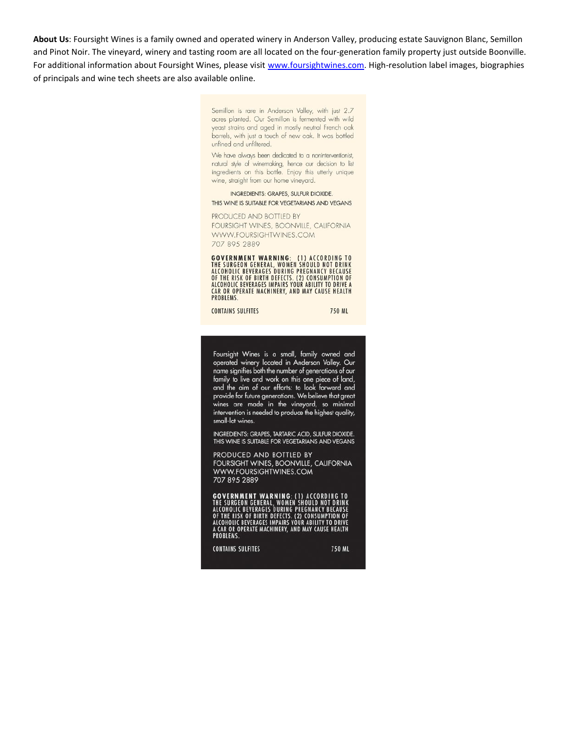**About Us**: Foursight Wines is a family owned and operated winery in Anderson Valley, producing estate Sauvignon Blanc, Semillon and Pinot Noir. The vineyard, winery and tasting room are all located on the four-generation family property just outside Boonville. For additional information about Foursight Wines, please visit www.foursightwines.com. High-resolution label images, biographies of principals and wine tech sheets are also available online.

Semillon is rare in Anderson Valley, with just 2.7 acres planted. Our Semillon is fermented with wild yeast strains and aged in mostly neutral French oak barrels, with just a touch of new oak. It was bottled unfined and unfiltered.

We have always been dedicated to a noninterventionist, natural style of winemaking, hence our decision to list ingredients on this bottle. Enjoy this utterly unique wine, straight from our home vineyard.

INGREDIENTS: GRAPES, SULFUR DIOXIDE.
THIS WINE IS SUITABLE FOR VEGETARIANS AND VEGANS

PRODUCED AND BOTTLED BY
FOURSIGHT WINES, BOONVILLE, CALIFORNIA
WWW.FOURSIGHTWINES.COM
707 895 2889

**GOVERNMENT WARNING**: (1) ACCORDING TO THE SURGEON GENERAL, WOMEN SHOULD NOT DRINK ALCOHOLIC BEVERAGES DURING PREGNANCY BECAUSE OF THE RISK OF BIRTH DEFECTS. (2) CONSUMPTION OF ALCOHOLIC BEVERAGES IMPAIRS YOUR ABILITY TO DRIVE A CAR OR OPERATE MACHINERY, AND MAY CAUSE HEALTH PROBLEMS.

CONTAINS SULFITES 750 ML

Foursight Wines is a small, family owned and operated winery located in Anderson Valley. Our name signifies both the number of generations of our family to live and work on this one piece of land, and the aim of our efforts: to look forward and provide for future generations. We believe that great wines are made in the vineyard, so minimal intervention is needed to produce the highest quality, small-lot wines.

INGREDIENTS: GRAPES, TARTARIC ACID, SULFUR DIOXIDE.
THIS WINE IS SUITABLE FOR VEGETARIANS AND VEGANS

PRODUCED AND BOTTLED BY
FOURSIGHT WINES, BOONVILLE, CALIFORNIA
WWW.FOURSIGHTWINES.COM
707 895 2889

**GOVERNMENT WARNING**: (1) ACCORDING TO THE SURGEON GENERAL, WOMEN SHOULD NOT DRINK ALCOHOLIC BEVERAGES DURING PREGNANCY BECAUSE OF THE RISK OF BIRTH DEFECTS. (2) CONSUMPTION OF ALCOHOLIC BEVERAGES IMPAIRS YOUR ABILITY TO DRIVE A CAR OR OPERATE MACHINERY, AND MAY CAUSE HEALTH PROBLEMS.

CONTAINS SULFITES 750 ML